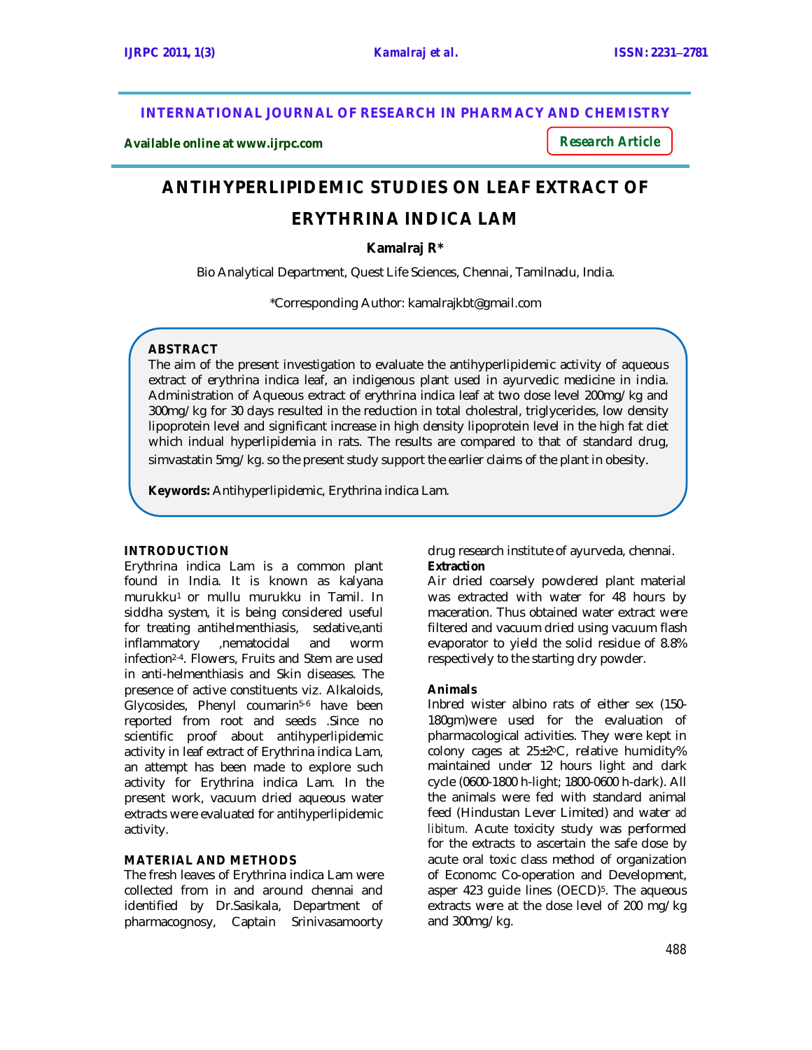**INTERNATIONAL JOURNAL OF RESEARCH IN PHARMACY AND CHEMISTRY**

**Available online at www.ijrpc.com**

***Research Article***

# ANTIHYPERLIPIDEMIC STUDIES ON LEAF EXTRACT OF ERYTHRINA INDICA LAM

**Kamalraj R\***

Bio Analytical Department, Quest Life Sciences, Chennai, Tamilnadu, India.

\*Corresponding Author: kamalrajkbt@gmail.com

## ABSTRACT

The aim of the present investigation to evaluate the antihyperlipidemic activity of aqueous extract of erythrina indica leaf, an indigenous plant used in ayurvedic medicine in india. Administration of Aqueous extract of erythrina indica leaf at two dose level 200mg/kg and 300mg/kg for 30 days resulted in the reduction in total cholestral, triglycerides, low density lipoprotein level and significant increase in high density lipoprotein level in the high fat diet which indual hyperlipidemia in rats. The results are compared to that of standard drug, simvastatin 5mg/kg. so the present study support the earlier claims of the plant in obesity.

**Keywords:** Antihyperlipidemic, Erythrina indica Lam.

## INTRODUCTION

Erythrina indica Lam is a common plant found in India. It is known as kalyana murukku[1] or mullu murukku in Tamil. In siddha system, it is being considered useful for treating antihelmenthiasis, sedative,anti inflammatory ,nematocidal and worm infection[2-4]. Flowers, Fruits and Stem are used in anti-helmenthiasis and Skin diseases. The presence of active constituents viz. Alkaloids, Glycosides, Phenyl coumarin[5-6] have been reported from root and seeds .Since no scientific proof about antihyperlipidemic activity in leaf extract of Erythrina indica Lam, an attempt has been made to explore such activity for Erythrina indica Lam. In the present work, vacuum dried aqueous water extracts were evaluated for antihyperlipidemic activity.

## MATERIAL AND METHODS

The fresh leaves of Erythrina indica Lam were collected from in and around chennai and identified by Dr.Sasikala, Department of pharmacognosy, Captain Srinivasamoorty drug research institute of ayurveda, chennai.

**Extraction**

Air dried coarsely powdered plant material was extracted with water for 48 hours by maceration. Thus obtained water extract were filtered and vacuum dried using vacuum flash evaporator to yield the solid residue of 8.8% respectively to the starting dry powder.

**Animals**

Inbred wister albino rats of either sex (150-180gm)were used for the evaluation of pharmacological activities. They were kept in colony cages at 25±2°C, relative humidity% maintained under 12 hours light and dark cycle (0600-1800 h-light; 1800-0600 h-dark). All the animals were fed with standard animal feed (Hindustan Lever Limited) and water *ad libitum*. Acute toxicity study was performed for the extracts to ascertain the safe dose by acute oral toxic class method of organization of Economc Co-operation and Development, asper 423 guide lines (OECD)[5]. The aqueous extracts were at the dose level of 200 mg/kg and 300mg/kg.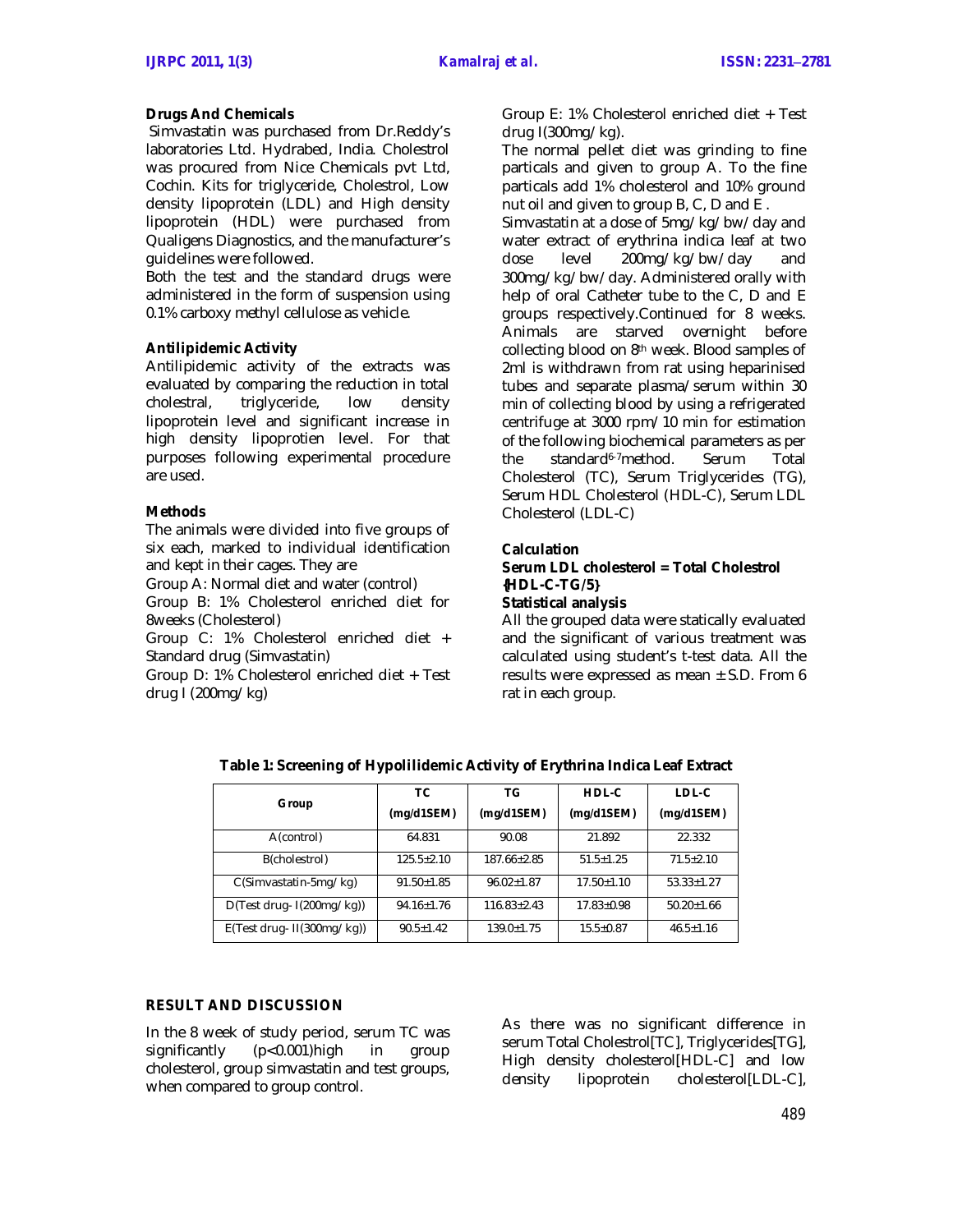### Drugs And Chemicals

Simvastatin was purchased from Dr.Reddy's laboratories Ltd. Hydrabed, India. Cholestrol was procured from Nice Chemicals pvt Ltd, Cochin. Kits for triglyceride, Cholestrol, Low density lipoprotein (LDL) and High density lipoprotein (HDL) were purchased from Qualigens Diagnostics, and the manufacturer's guidelines were followed.

Both the test and the standard drugs were administered in the form of suspension using 0.1% carboxy methyl cellulose as vehicle.

### Antilipidemic Activity

Antilipidemic activity of the extracts was evaluated by comparing the reduction in total cholestral, triglyceride, low density lipoprotein level and significant increase in high density lipoprotien level. For that purposes following experimental procedure are used.

### Methods

The animals were divided into five groups of six each, marked to individual identification and kept in their cages. They are

Group A: Normal diet and water (control)

Group B: 1% Cholesterol enriched diet for 8weeks (Cholesterol)

Group C: 1% Cholesterol enriched diet + Standard drug (Simvastatin)

Group D: 1% Cholesterol enriched diet + Test drug I (200mg/kg)

Group E: 1% Cholesterol enriched diet + Test drug I(300mg/kg).

The normal pellet diet was grinding to fine particals and given to group A. To the fine particals add 1% cholesterol and 10% ground nut oil and given to group B, C, D and E .

Simvastatin at a dose of 5mg/kg/bw/day and water extract of erythrina indica leaf at two dose level 200mg/kg/bw/day and 300mg/kg/bw/day. Administered orally with help of oral Catheter tube to the C, D and E groups respectively.Continued for 8 weeks. Animals are starved overnight before collecting blood on 8th week. Blood samples of 2ml is withdrawn from rat using heparinised tubes and separate plasma/serum within 30 min of collecting blood by using a refrigerated centrifuge at 3000 rpm/10 min for estimation of the following biochemical parameters as per the standard[6-7]method. Serum Total Cholesterol (TC), Serum Triglycerides (TG), Serum HDL Cholesterol (HDL-C), Serum LDL Cholesterol (LDL-C)

### Calculation

**Serum LDL cholesterol = Total Cholestrol {HDL-C-TG/5}**

### Statistical analysis

All the grouped data were statically evaluated and the significant of various treatment was calculated using student's t-test data. All the results were expressed as mean ± S.D. From 6 rat in each group.

**Table 1: Screening of Hypolilidemic Activity of Erythrina Indica Leaf Extract**

| Group | TC (mg/d1SEM) | TG (mg/d1SEM) | HDL-C (mg/d1SEM) | LDL-C (mg/d1SEM) |
|---|---|---|---|---|
| A(control) | 64.831 | 90.08 | 21.892 | 22.332 |
| B(cholestrol) | 125.5±2.10 | 187.66±2.85 | 51.5±1.25 | 71.5±2.10 |
| C(Simvastatin-5mg/kg) | 91.50±1.85 | 96.02±1.87 | 17.50±1.10 | 53.33±1.27 |
| D(Test drug- I(200mg/kg)) | 94.16±1.76 | 116.83±2.43 | 17.83±0.98 | 50.20±1.66 |
| E(Test drug- II(300mg/kg)) | 90.5±1.42 | 139.0±1.75 | 15.5±0.87 | 46.5±1.16 |

## RESULT AND DISCUSSION

In the 8 week of study period, serum TC was significantly ($p<0.001$)high in group cholesterol, group simvastatin and test groups, when compared to group control.

As there was no significant difference in serum Total Cholestrol[TC], Triglycerides[TG], High density cholesterol[HDL-C] and low density lipoprotein cholesterol[LDL-C],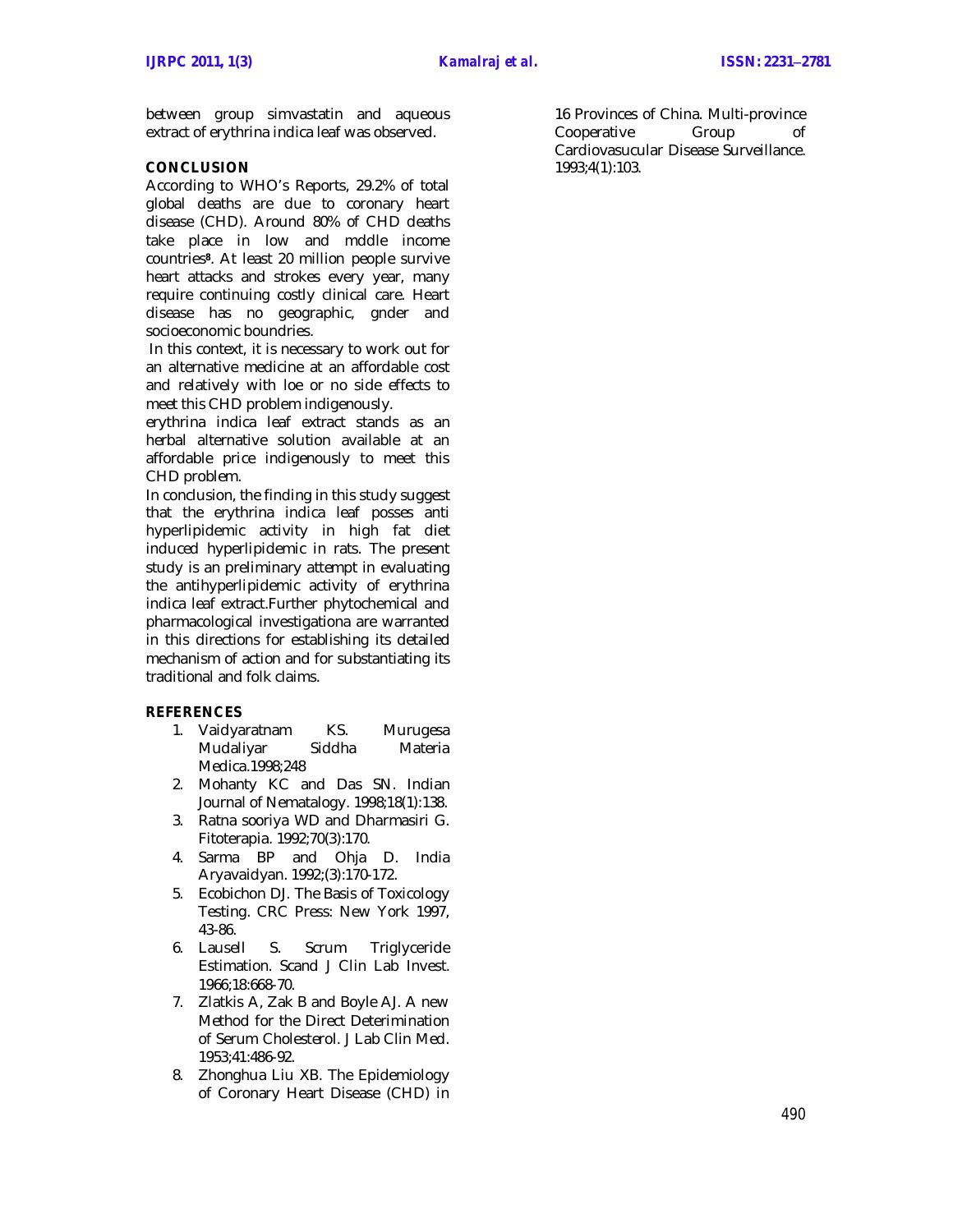between group simvastatin and aqueous extract of erythrina indica leaf was observed.

## CONCLUSION

According to WHO's Reports, 29.2% of total global deaths are due to coronary heart disease (CHD). Around 80% of CHD deaths take place in low and mddle income countries[8]. At least 20 million people survive heart attacks and strokes every year, many require continuing costly clinical care. Heart disease has no geographic, gnder and socioeconomic boundries.

In this context, it is necessary to work out for an alternative medicine at an affordable cost and relatively with loe or no side effects to meet this CHD problem indigenously.

erythrina indica leaf extract stands as an herbal alternative solution available at an affordable price indigenously to meet this CHD problem.

In conclusion, the finding in this study suggest that the erythrina indica leaf posses anti hyperlipidemic activity in high fat diet induced hyperlipidemic in rats. The present study is an preliminary attempt in evaluating the antihyperlipidemic activity of erythrina indica leaf extract.Further phytochemical and pharmacological investigationa are warranted in this directions for establishing its detailed mechanism of action and for substantiating its traditional and folk claims.

## REFERENCES

1. Vaidyaratnam KS. Murugesa Mudaliyar Siddha Materia Medica.1998;248
2. Mohanty KC and Das SN. Indian Journal of Nematalogy. 1998;18(1):138.
3. Ratna sooriya WD and Dharmasiri G. Fitoterapia. 1992;70(3):170.
4. Sarma BP and Ohja D. India Aryavaidyan. 1992;(3):170-172.
5. Ecobichon DJ. The Basis of Toxicology Testing. CRC Press: New York 1997, 43-86.
6. Lausell S. Scrum Triglyceride Estimation. Scand J Clin Lab Invest. 1966;18:668-70.
7. Zlatkis A, Zak B and Boyle AJ. A new Method for the Direct Deterimination of Serum Cholesterol. J Lab Clin Med. 1953;41:486-92.
8. Zhonghua Liu XB. The Epidemiology of Coronary Heart Disease (CHD) in 16 Provinces of China. Multi-province Cooperative Group of Cardiovasucular Disease Surveillance. 1993;4(1):103.